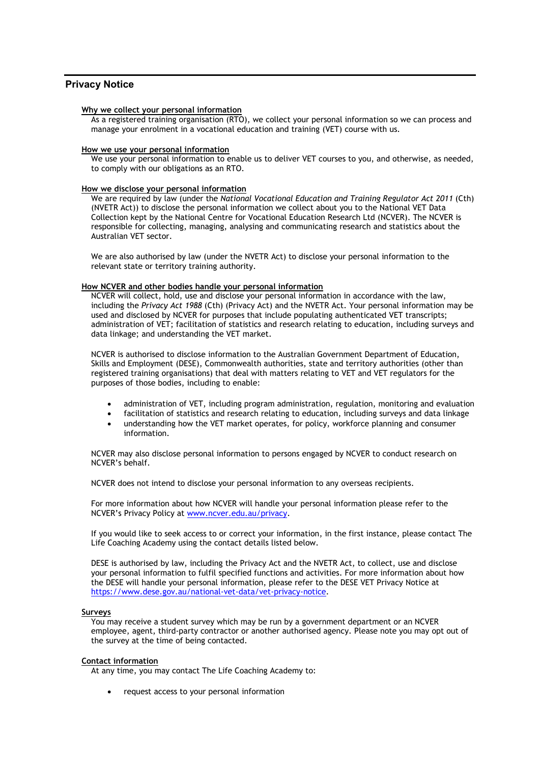## Privacy Notice

### Why we collect your personal information

As a registered training organisation (RTO), we collect your personal information so we can process and manage your enrolment in a vocational education and training (VET) course with us.

### How we use your personal information

We use your personal information to enable us to deliver VET courses to you, and otherwise, as needed, to comply with our obligations as an RTO.

### How we disclose your personal information

We are required by law (under the *National Vocational Education and Training Regulator Act 2011* (Cth) (NVETR Act)) to disclose the personal information we collect about you to the National VET Data Collection kept by the National Centre for Vocational Education Research Ltd (NCVER). The NCVER is responsible for collecting, managing, analysing and communicating research and statistics about the Australian VET sector.

We are also authorised by law (under the NVETR Act) to disclose your personal information to the relevant state or territory training authority.

### How NCVER and other bodies handle your personal information

NCVER will collect, hold, use and disclose your personal information in accordance with the law, including the *Privacy Act 1988* (Cth) (Privacy Act) and the NVETR Act. Your personal information may be used and disclosed by NCVER for purposes that include populating authenticated VET transcripts; administration of VET; facilitation of statistics and research relating to education, including surveys and data linkage; and understanding the VET market.

NCVER is authorised to disclose information to the Australian Government Department of Education, Skills and Employment (DESE), Commonwealth authorities, state and territory authorities (other than registered training organisations) that deal with matters relating to VET and VET regulators for the purposes of those bodies, including to enable:

- administration of VET, including program administration, regulation, monitoring and evaluation
- facilitation of statistics and research relating to education, including surveys and data linkage
- understanding how the VET market operates, for policy, workforce planning and consumer information.

NCVER may also disclose personal information to persons engaged by NCVER to conduct research on NCVER's behalf.

NCVER does not intend to disclose your personal information to any overseas recipients.

For more information about how NCVER will handle your personal information please refer to the NCVER's Privacy Policy at [www.ncver.edu.au/privacy](www.ncver.edu.au/privacy).

If you would like to seek access to or correct your information, in the first instance, please contact The Life Coaching Academy using the contact details listed below.

DESE is authorised by law, including the Privacy Act and the NVETR Act, to collect, use and disclose your personal information to fulfil specified functions and activities. For more information about how the DESE will handle your personal information, please refer to the DESE VET Privacy Notice at [https://www.dese.gov.au/national-vet-data/vet-privacy-notice](https://www.dese.gov.au/national-vet-data/vet-privacy-notice).

### Surveys

You may receive a student survey which may be run by a government department or an NCVER employee, agent, third-party contractor or another authorised agency. Please note you may opt out of the survey at the time of being contacted.

### Contact information

At any time, you may contact The Life Coaching Academy to:

- request access to your personal information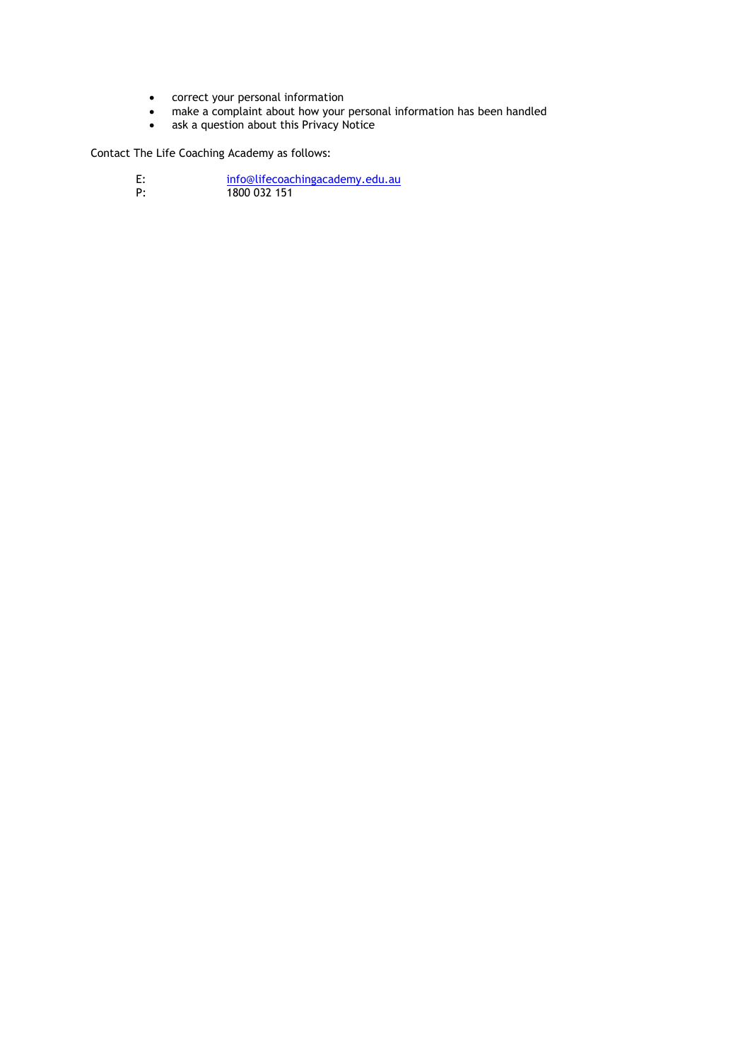- correct your personal information
- make a complaint about how your personal information has been handled
- ask a question about this Privacy Notice

Contact The Life Coaching Academy as follows:

E: info@lifecoachingacademy.edu.au
P: 1800 032 151